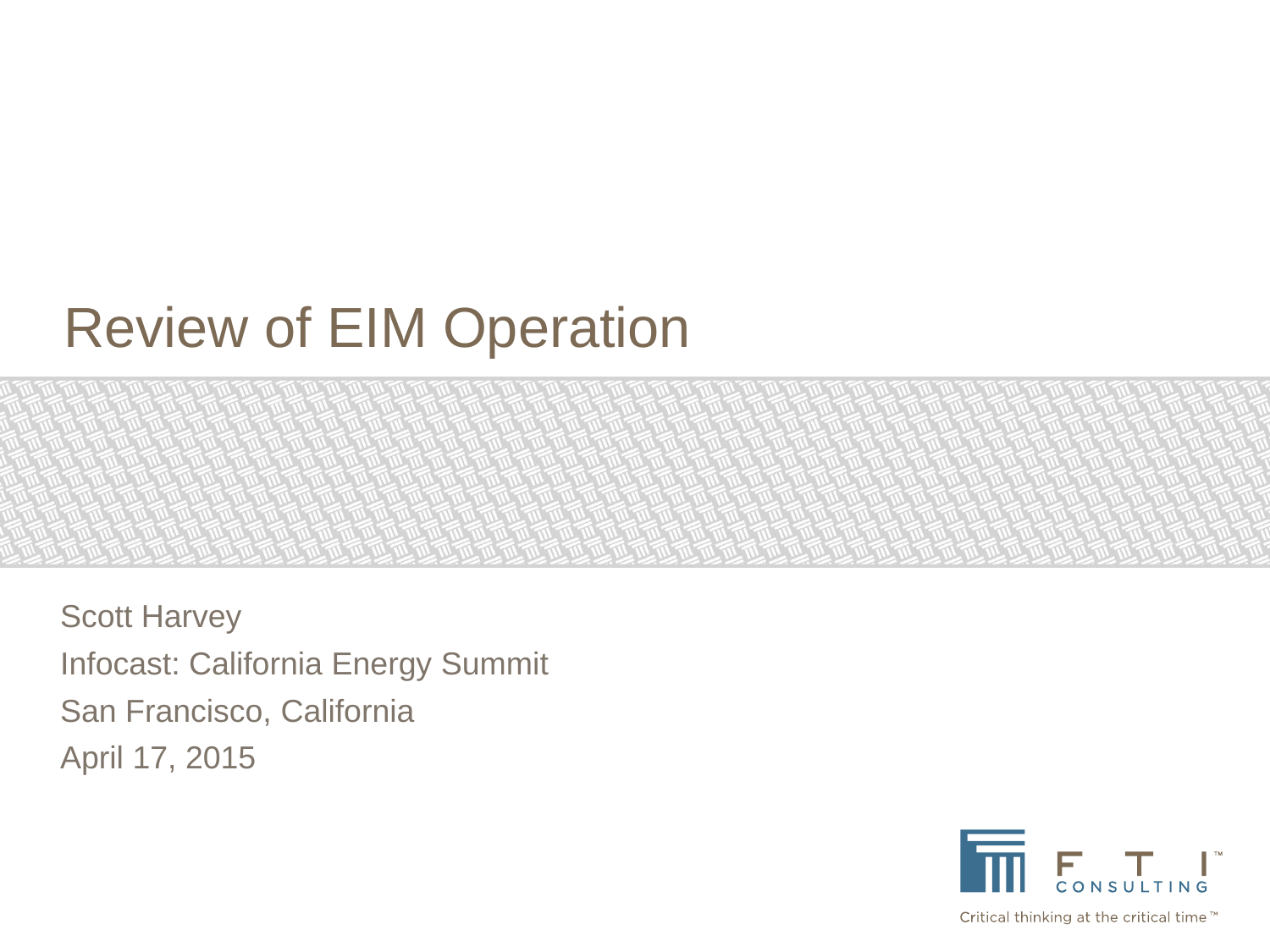# Review of EIM Operation

Scott Harvey

Infocast: California Energy Summit

San Francisco, California

April 17, 2015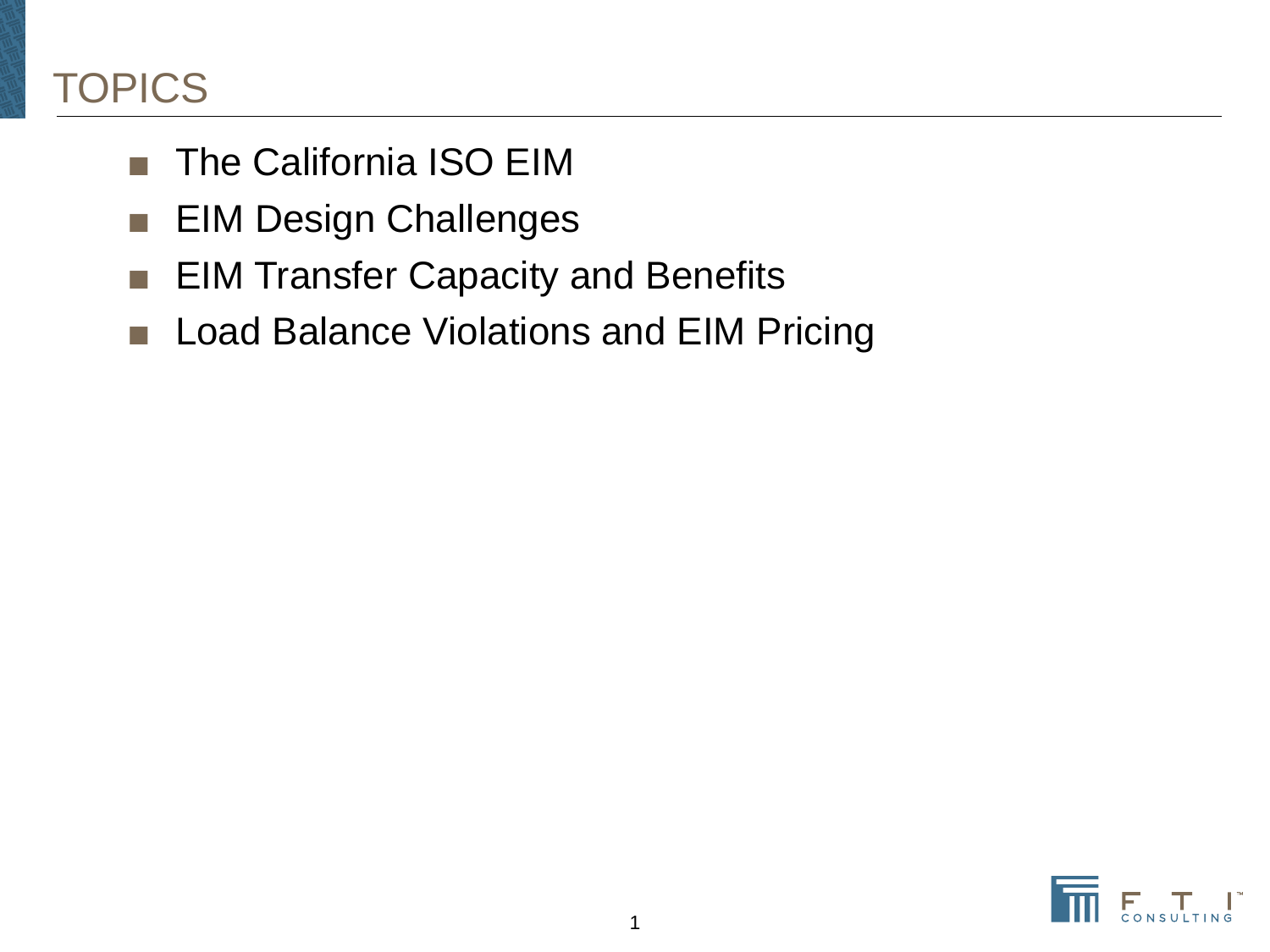# TOPICS

- The California ISO EIM
- EIM Design Challenges
- EIM Transfer Capacity and Benefits
- Load Balance Violations and EIM Pricing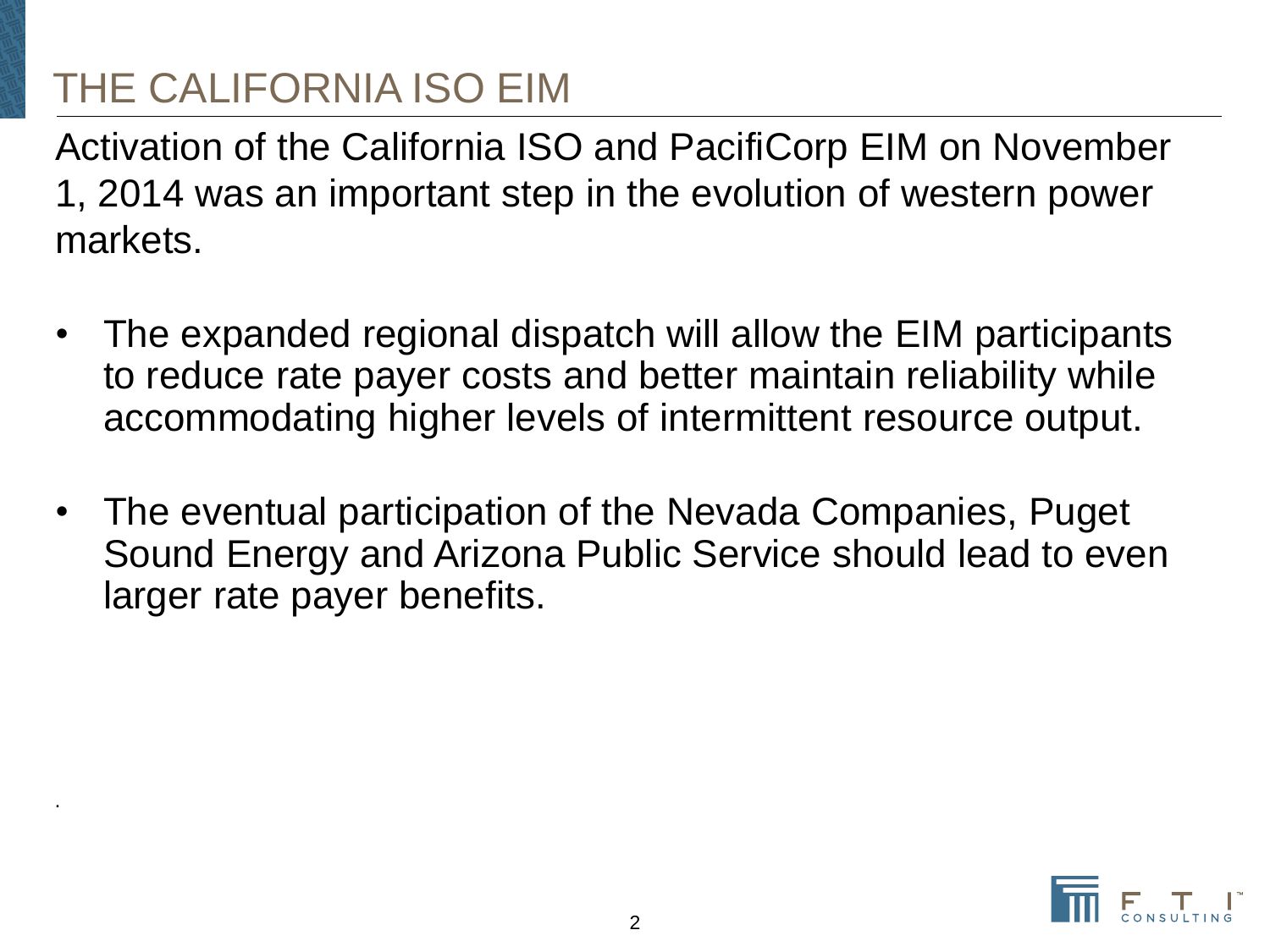# THE CALIFORNIA ISO EIM

Activation of the California ISO and PacifiCorp EIM on November 1, 2014 was an important step in the evolution of western power markets.

- The expanded regional dispatch will allow the EIM participants to reduce rate payer costs and better maintain reliability while accommodating higher levels of intermittent resource output.

- The eventual participation of the Nevada Companies, Puget Sound Energy and Arizona Public Service should lead to even larger rate payer benefits.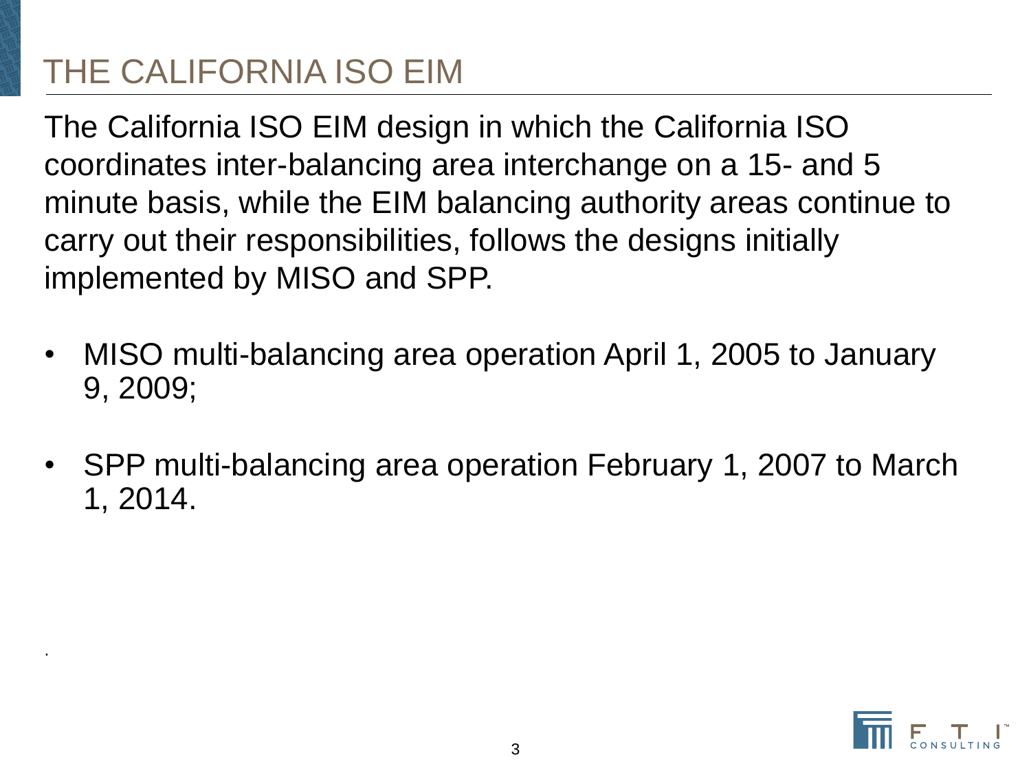# THE CALIFORNIA ISO EIM

The California ISO EIM design in which the California ISO coordinates inter-balancing area interchange on a 15- and 5 minute basis, while the EIM balancing authority areas continue to carry out their responsibilities, follows the designs initially implemented by MISO and SPP.

- MISO multi-balancing area operation April 1, 2005 to January 9, 2009;
- SPP multi-balancing area operation February 1, 2007 to March 1, 2014.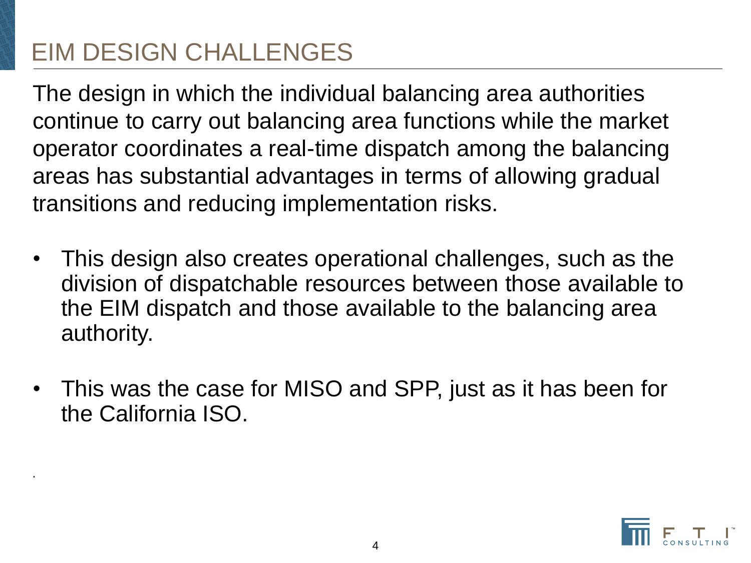# EIM DESIGN CHALLENGES

The design in which the individual balancing area authorities continue to carry out balancing area functions while the market operator coordinates a real-time dispatch among the balancing areas has substantial advantages in terms of allowing gradual transitions and reducing implementation risks.

- This design also creates operational challenges, such as the division of dispatchable resources between those available to the EIM dispatch and those available to the balancing area authority.
- This was the case for MISO and SPP, just as it has been for the California ISO.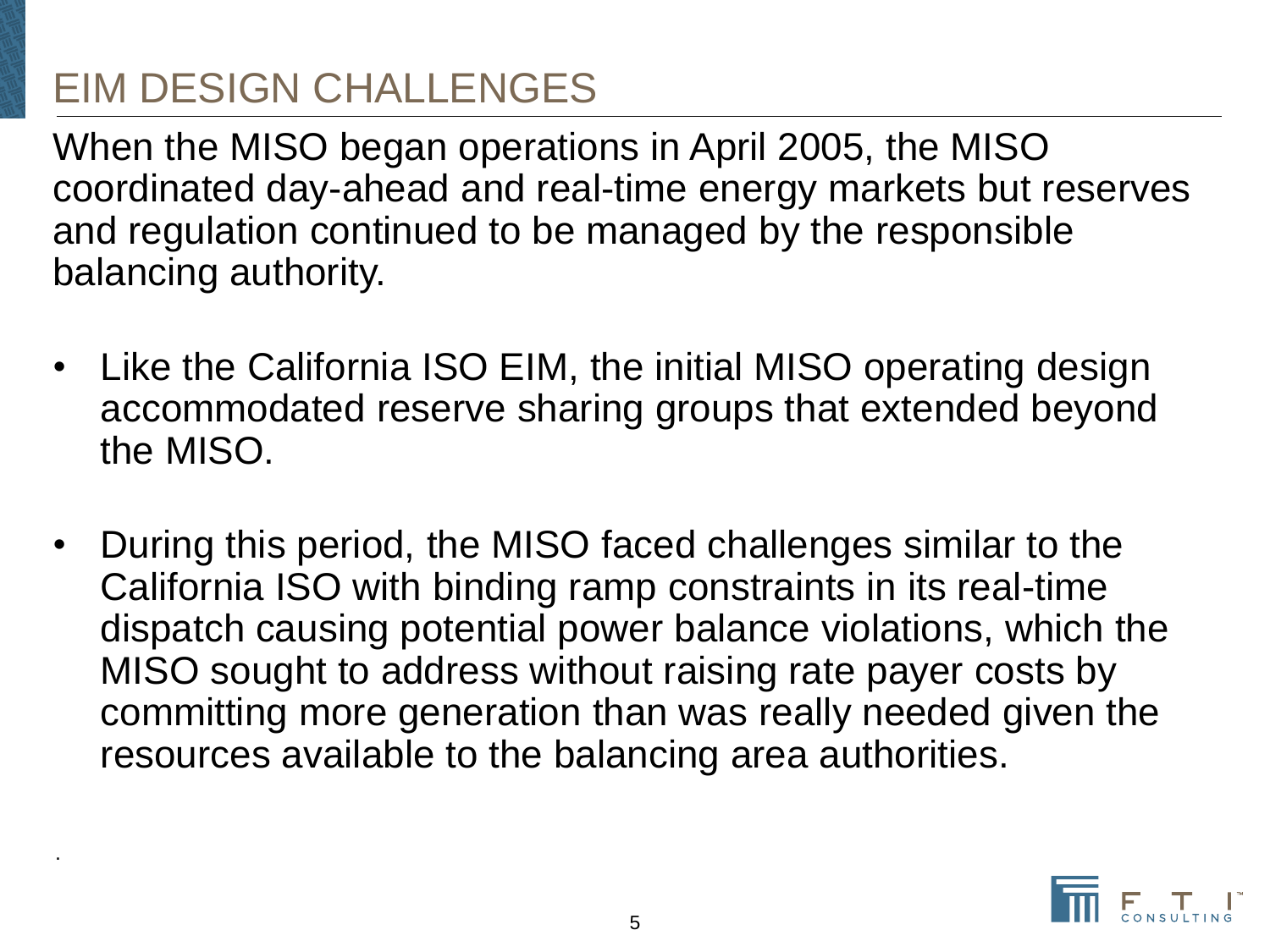# EIM DESIGN CHALLENGES

When the MISO began operations in April 2005, the MISO coordinated day-ahead and real-time energy markets but reserves and regulation continued to be managed by the responsible balancing authority.

- Like the California ISO EIM, the initial MISO operating design accommodated reserve sharing groups that extended beyond the MISO.
- During this period, the MISO faced challenges similar to the California ISO with binding ramp constraints in its real-time dispatch causing potential power balance violations, which the MISO sought to address without raising rate payer costs by committing more generation than was really needed given the resources available to the balancing area authorities.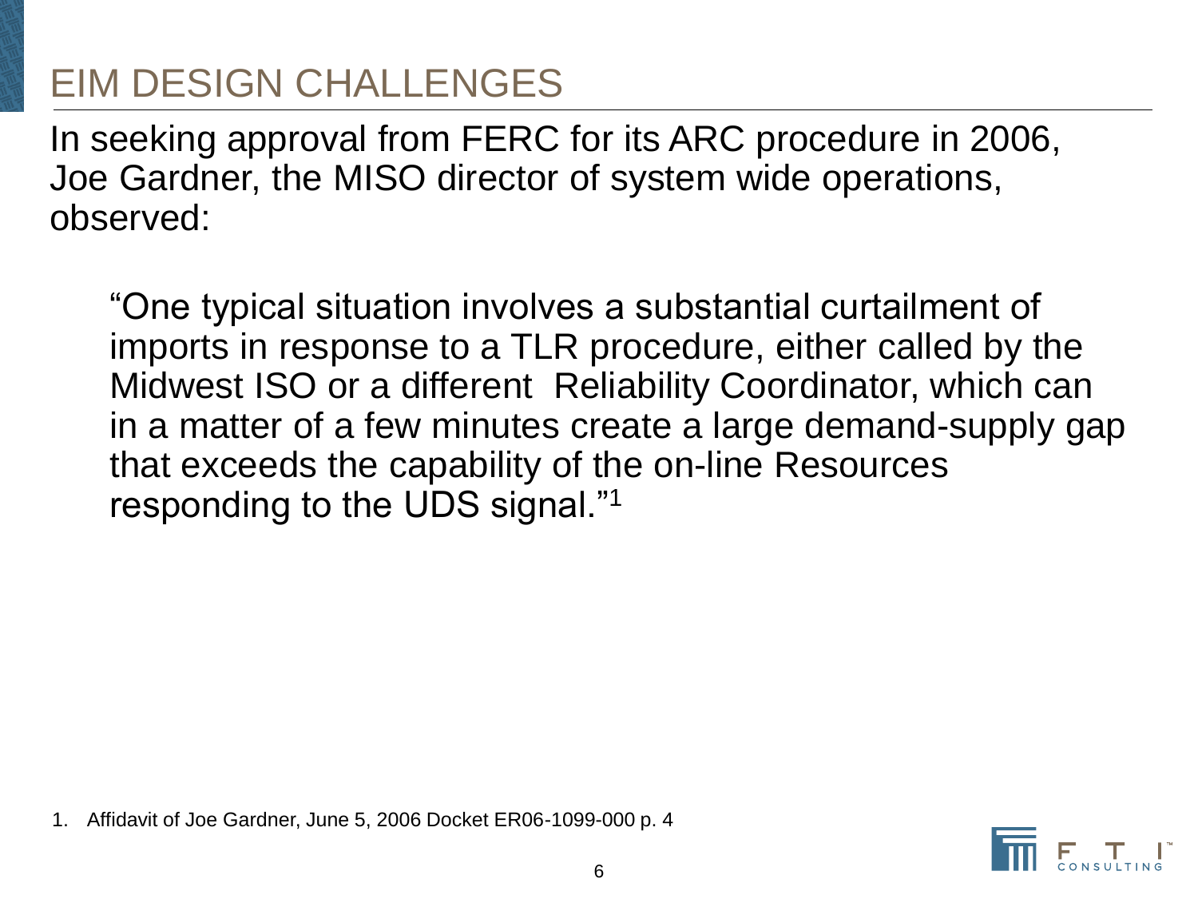# EIM DESIGN CHALLENGES

In seeking approval from FERC for its ARC procedure in 2006, Joe Gardner, the MISO director of system wide operations, observed:

> "One typical situation involves a substantial curtailment of imports in response to a TLR procedure, either called by the Midwest ISO or a different Reliability Coordinator, which can in a matter of a few minutes create a large demand-supply gap that exceeds the capability of the on-line Resources responding to the UDS signal."[1]

1. Affidavit of Joe Gardner, June 5, 2006 Docket ER06-1099-000 p. 4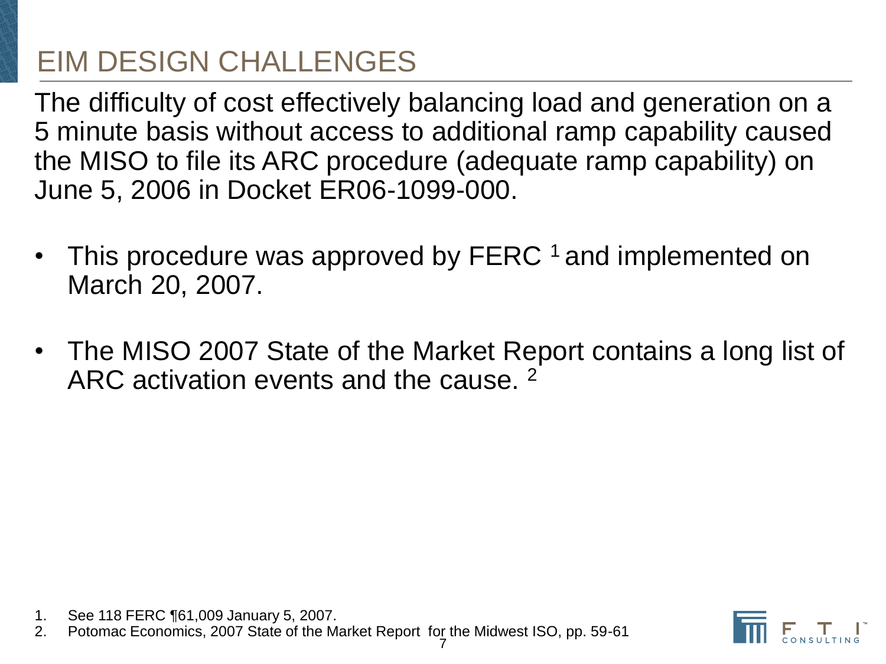# EIM DESIGN CHALLENGES

The difficulty of cost effectively balancing load and generation on a 5 minute basis without access to additional ramp capability caused the MISO to file its ARC procedure (adequate ramp capability) on June 5, 2006 in Docket ER06-1099-000.

- This procedure was approved by FERC [1] and implemented on March 20, 2007.
- The MISO 2007 State of the Market Report contains a long list of ARC activation events and the cause. [2]

1. See 118 FERC ¶61,009 January 5, 2007.
2. Potomac Economics, 2007 State of the Market Report for the Midwest ISO, pp. 59-61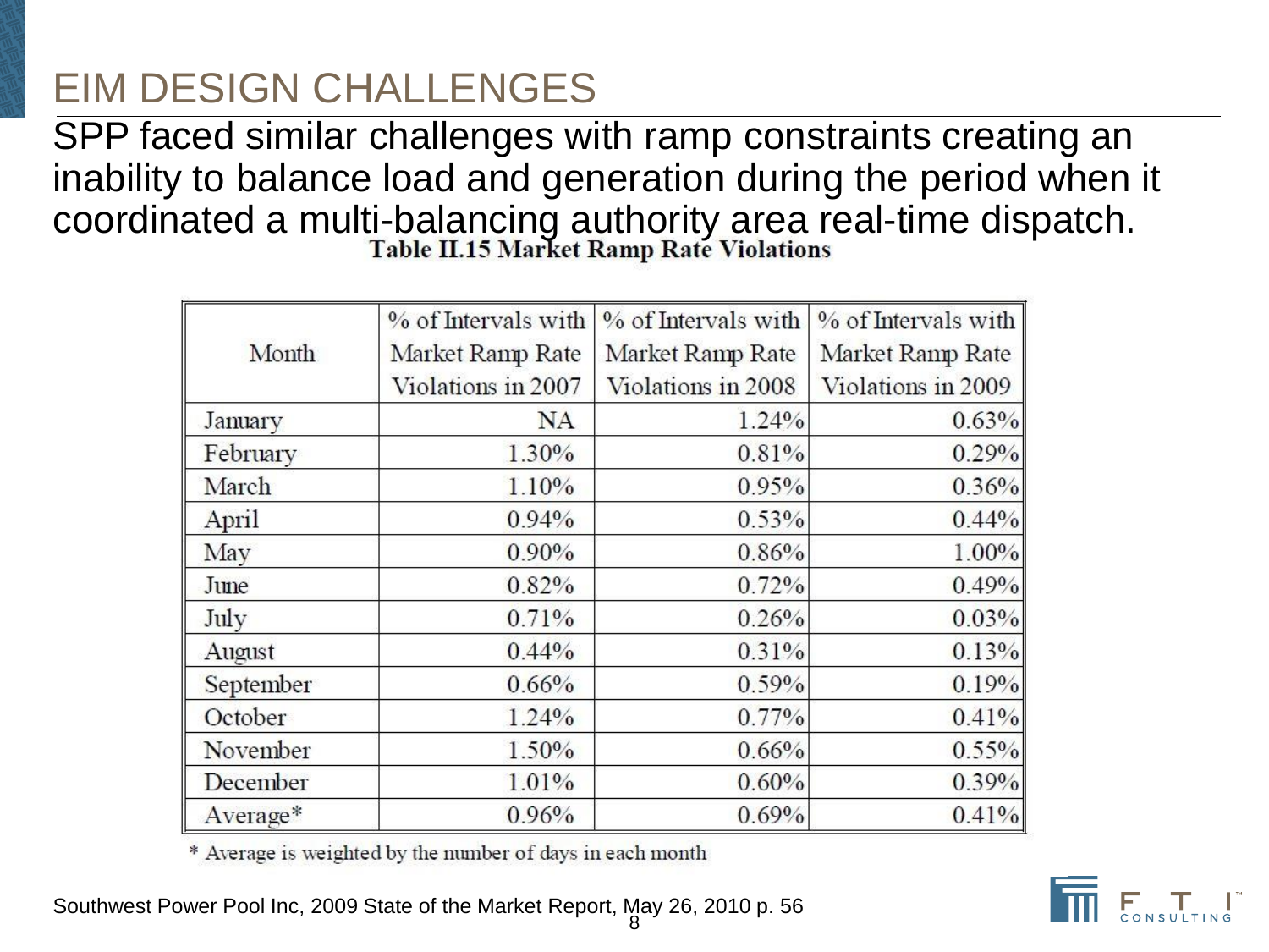# EIM DESIGN CHALLENGES

SPP faced similar challenges with ramp constraints creating an inability to balance load and generation during the period when it coordinated a multi-balancing authority area real-time dispatch.

**Table II.15 Market Ramp Rate Violations**

| Month | % of Intervals with Market Ramp Rate Violations in 2007 | % of Intervals with Market Ramp Rate Violations in 2008 | % of Intervals with Market Ramp Rate Violations in 2009 |
|---|---|---|---|
| January | NA | 1.24% | 0.63% |
| February | 1.30% | 0.81% | 0.29% |
| March | 1.10% | 0.95% | 0.36% |
| April | 0.94% | 0.53% | 0.44% |
| May | 0.90% | 0.86% | 1.00% |
| June | 0.82% | 0.72% | 0.49% |
| July | 0.71% | 0.26% | 0.03% |
| August | 0.44% | 0.31% | 0.13% |
| September | 0.66% | 0.59% | 0.19% |
| October | 1.24% | 0.77% | 0.41% |
| November | 1.50% | 0.66% | 0.55% |
| December | 1.01% | 0.60% | 0.39% |
| Average* | 0.96% | 0.69% | 0.41% |

* Average is weighted by the number of days in each month

Southwest Power Pool Inc, 2009 State of the Market Report, May 26, 2010 p. 56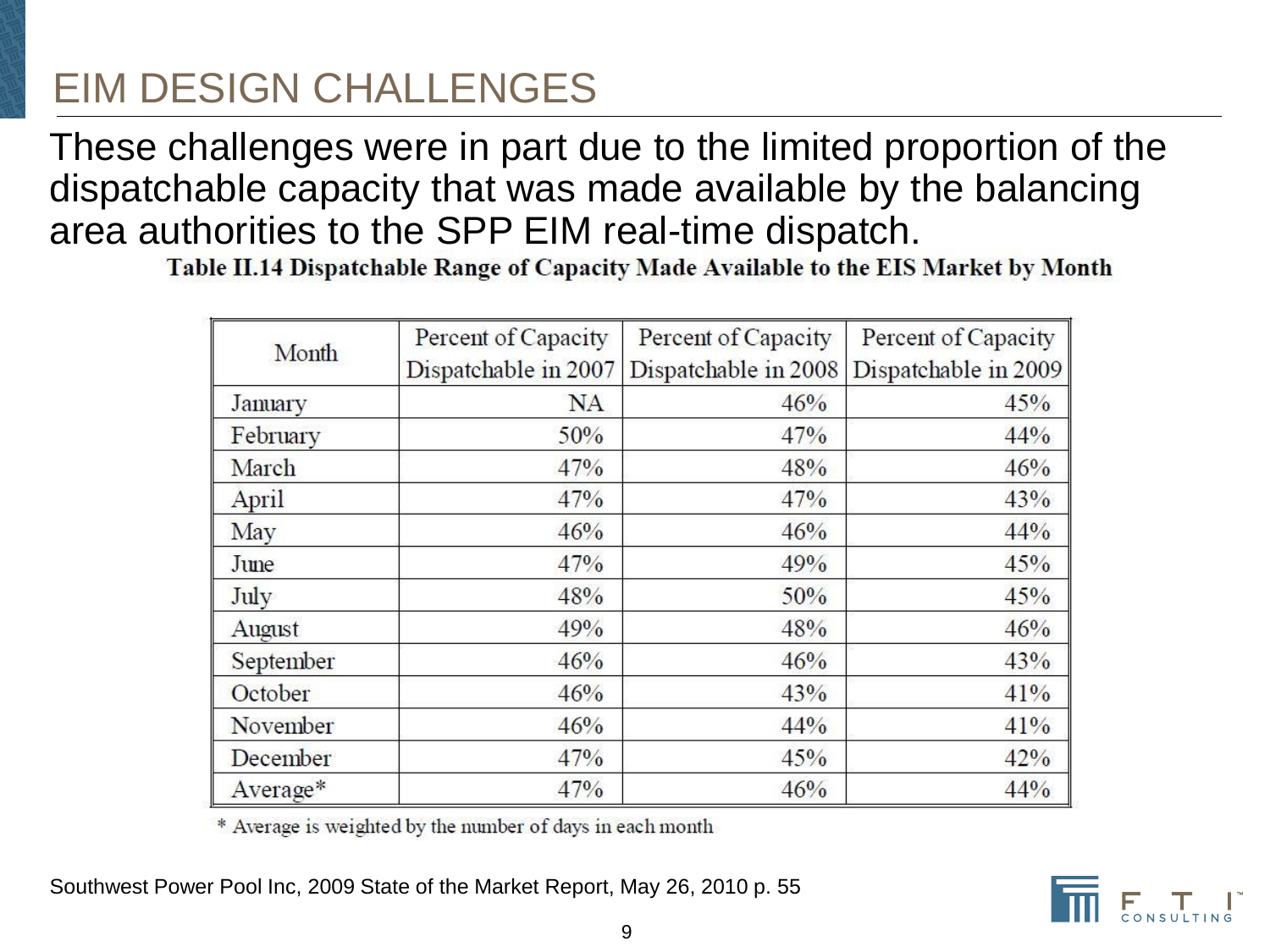# EIM DESIGN CHALLENGES

These challenges were in part due to the limited proportion of the dispatchable capacity that was made available by the balancing area authorities to the SPP EIM real-time dispatch.

**Table II.14 Dispatchable Range of Capacity Made Available to the EIS Market by Month**

| Month | Percent of Capacity Dispatchable in 2007 | Percent of Capacity Dispatchable in 2008 | Percent of Capacity Dispatchable in 2009 |
|---|---|---|---|
| January | NA | 46% | 45% |
| February | 50% | 47% | 44% |
| March | 47% | 48% | 46% |
| April | 47% | 47% | 43% |
| May | 46% | 46% | 44% |
| June | 47% | 49% | 45% |
| July | 48% | 50% | 45% |
| August | 49% | 48% | 46% |
| September | 46% | 46% | 43% |
| October | 46% | 43% | 41% |
| November | 46% | 44% | 41% |
| December | 47% | 45% | 42% |
| Average* | 47% | 46% | 44% |

* Average is weighted by the number of days in each month

Southwest Power Pool Inc, 2009 State of the Market Report, May 26, 2010 p. 55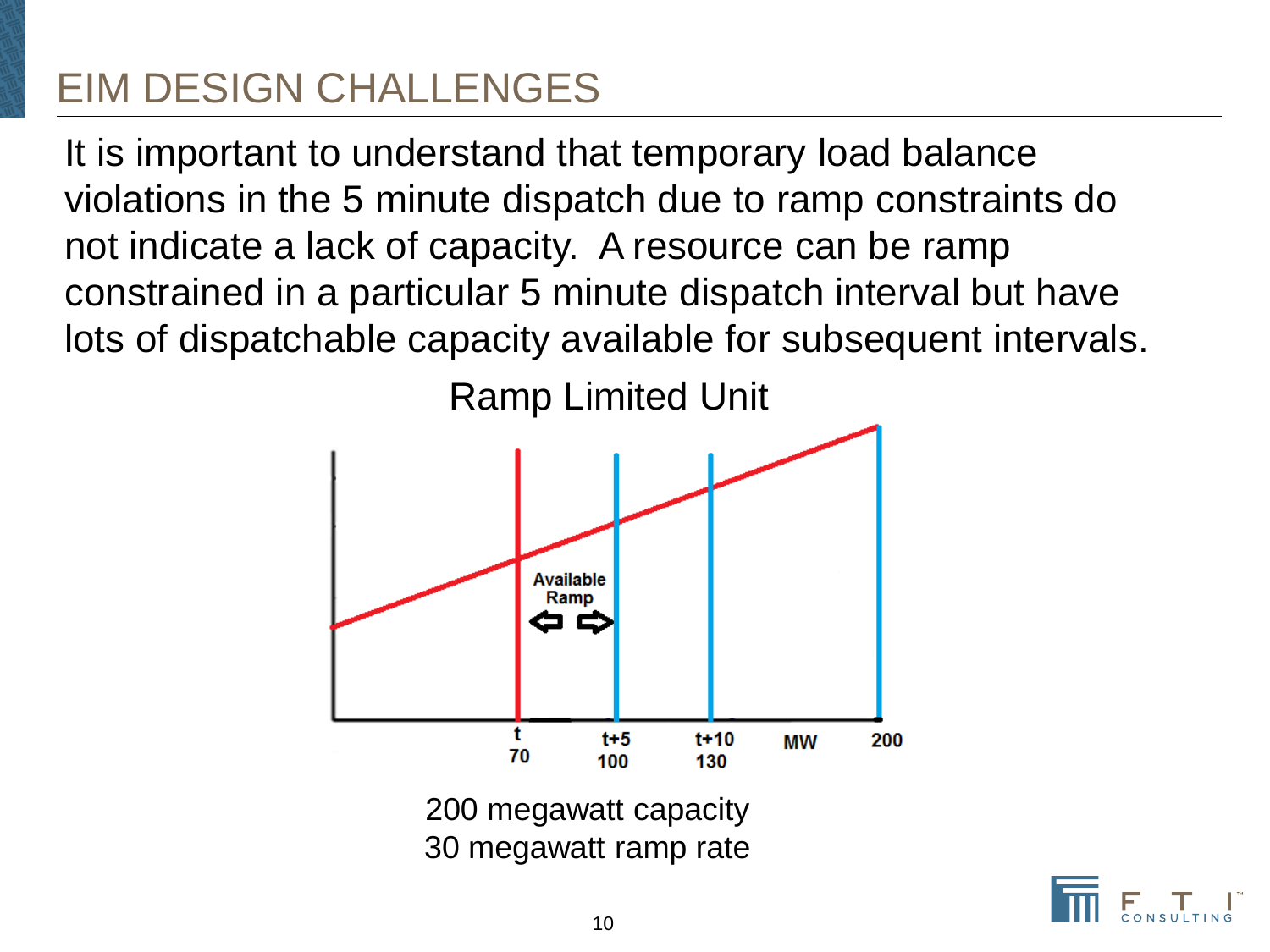# EIM DESIGN CHALLENGES

It is important to understand that temporary load balance violations in the 5 minute dispatch due to ramp constraints do not indicate a lack of capacity. A resource can be ramp constrained in a particular 5 minute dispatch interval but have lots of dispatchable capacity available for subsequent intervals.

Ramp Limited Unit

Available Ramp

t 70 | t+5 100 | t+10 130 | MW | 200

200 megawatt capacity
30 megawatt ramp rate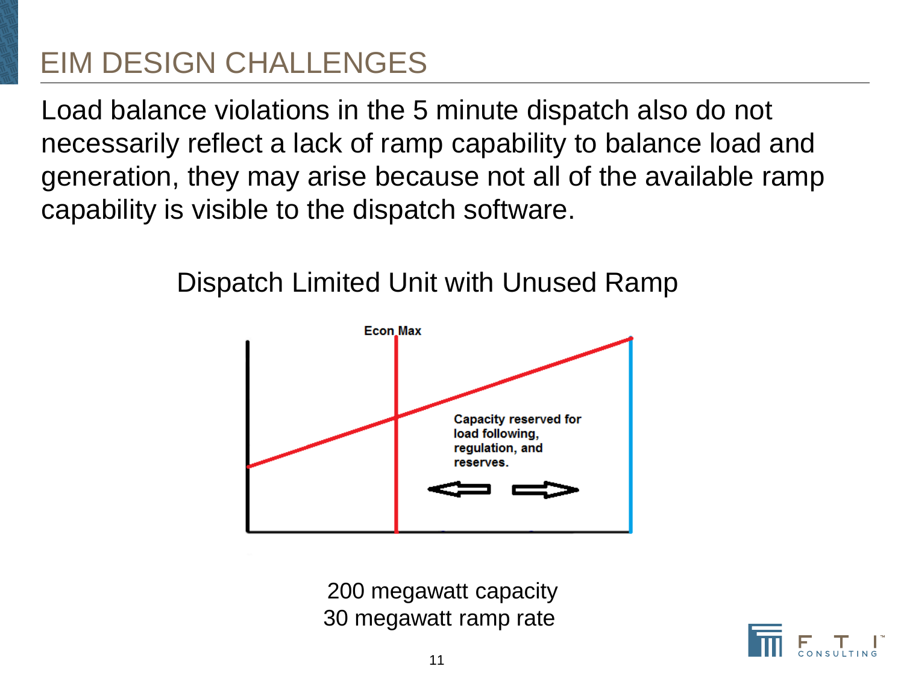# EIM DESIGN CHALLENGES

Load balance violations in the 5 minute dispatch also do not necessarily reflect a lack of ramp capability to balance load and generation, they may arise because not all of the available ramp capability is visible to the dispatch software.

Dispatch Limited Unit with Unused Ramp

Econ Max

Capacity reserved for load following, regulation, and reserves.

200 megawatt capacity
30 megawatt ramp rate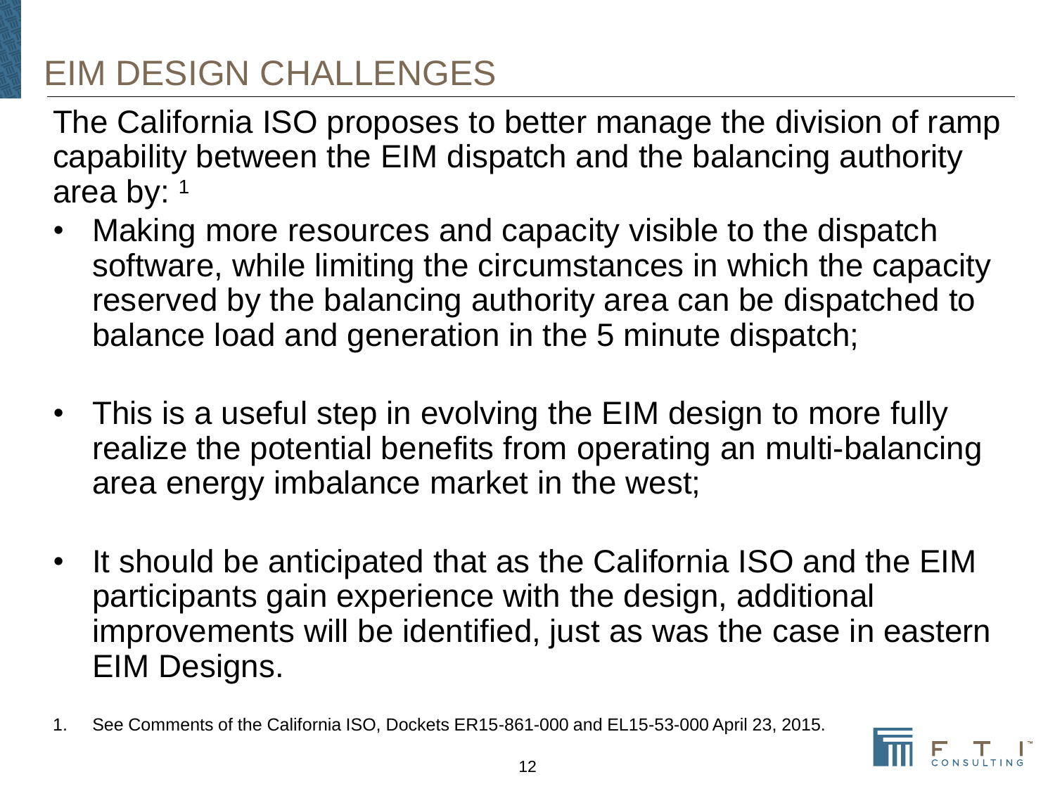# EIM DESIGN CHALLENGES

The California ISO proposes to better manage the division of ramp capability between the EIM dispatch and the balancing authority area by: [1]

- Making more resources and capacity visible to the dispatch software, while limiting the circumstances in which the capacity reserved by the balancing authority area can be dispatched to balance load and generation in the 5 minute dispatch;
- This is a useful step in evolving the EIM design to more fully realize the potential benefits from operating an multi-balancing area energy imbalance market in the west;
- It should be anticipated that as the California ISO and the EIM participants gain experience with the design, additional improvements will be identified, just as was the case in eastern EIM Designs.

1. See Comments of the California ISO, Dockets ER15-861-000 and EL15-53-000 April 23, 2015.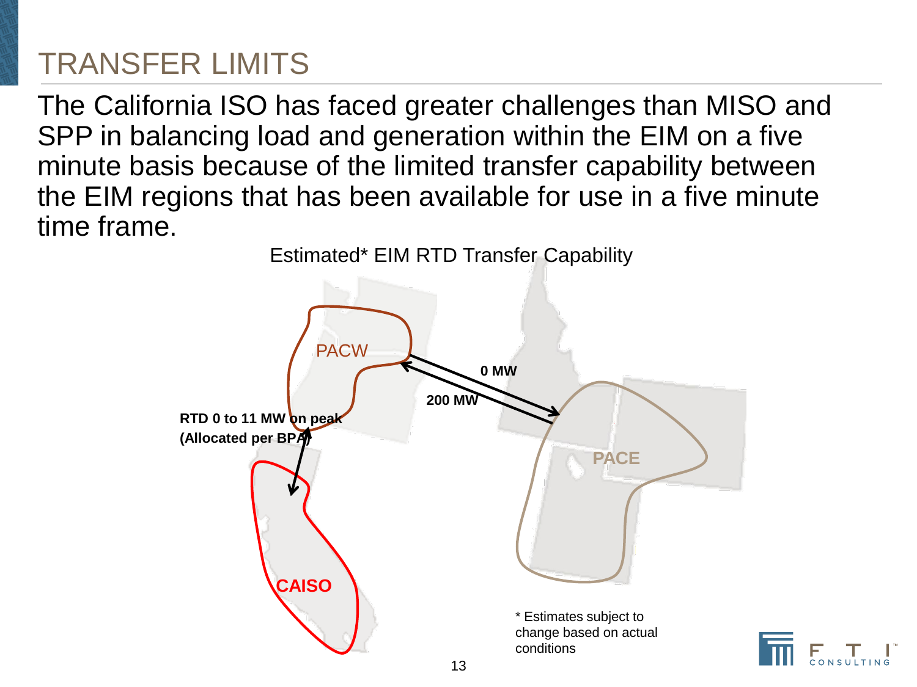# TRANSFER LIMITS

The California ISO has faced greater challenges than MISO and SPP in balancing load and generation within the EIM on a five minute basis because of the limited transfer capability between the EIM regions that has been available for use in a five minute time frame.

Estimated* EIM RTD Transfer Capability

PACW

0 MW

200 MW

RTD 0 to 11 MW on peak (Allocated per BPA)

PACE

CAISO

\* Estimates subject to change based on actual conditions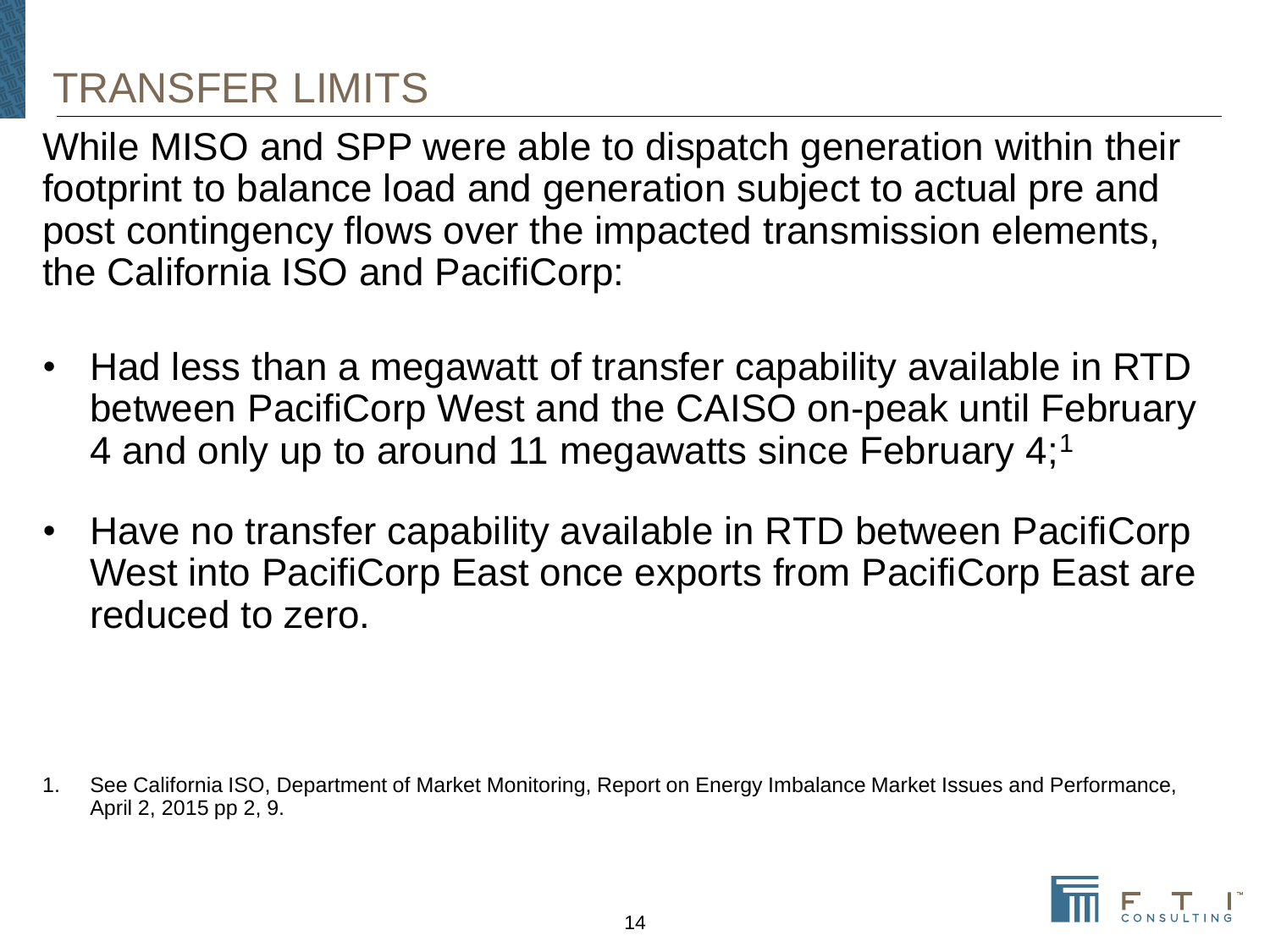# TRANSFER LIMITS

While MISO and SPP were able to dispatch generation within their footprint to balance load and generation subject to actual pre and post contingency flows over the impacted transmission elements, the California ISO and PacifiCorp:

- Had less than a megawatt of transfer capability available in RTD between PacifiCorp West and the CAISO on-peak until February 4 and only up to around 11 megawatts since February 4;[1]
- Have no transfer capability available in RTD between PacifiCorp West into PacifiCorp East once exports from PacifiCorp East are reduced to zero.

1. See California ISO, Department of Market Monitoring, Report on Energy Imbalance Market Issues and Performance, April 2, 2015 pp 2, 9.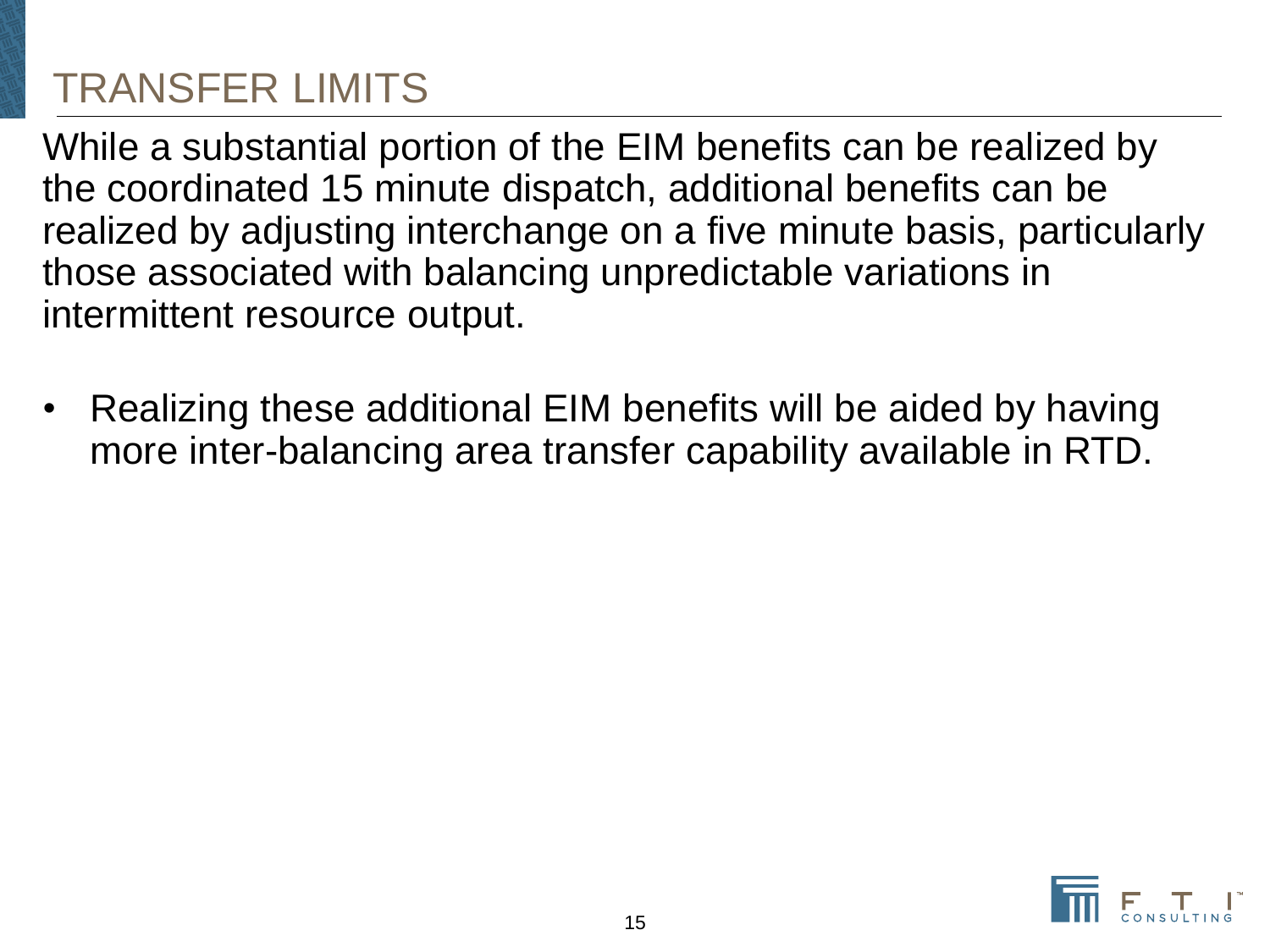# TRANSFER LIMITS

While a substantial portion of the EIM benefits can be realized by the coordinated 15 minute dispatch, additional benefits can be realized by adjusting interchange on a five minute basis, particularly those associated with balancing unpredictable variations in intermittent resource output.

- Realizing these additional EIM benefits will be aided by having more inter-balancing area transfer capability available in RTD.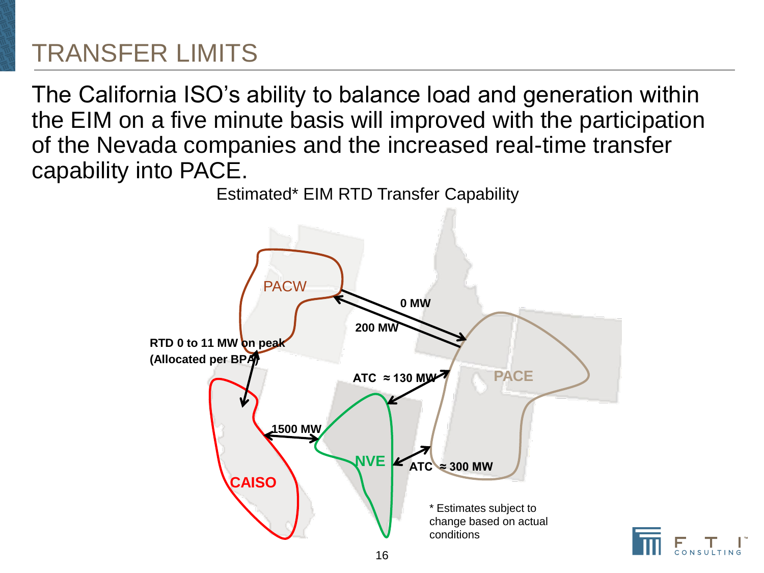# TRANSFER LIMITS

The California ISO's ability to balance load and generation within the EIM on a five minute basis will improved with the participation of the Nevada companies and the increased real-time transfer capability into PACE.

Estimated* EIM RTD Transfer Capability

PACW

0 MW

200 MW

RTD 0 to 11 MW on peak (Allocated per BPA)

ATC ≈ 130 MW

PACE

1500 MW

NVE

ATC ≈ 300 MW

CAISO

* Estimates subject to change based on actual conditions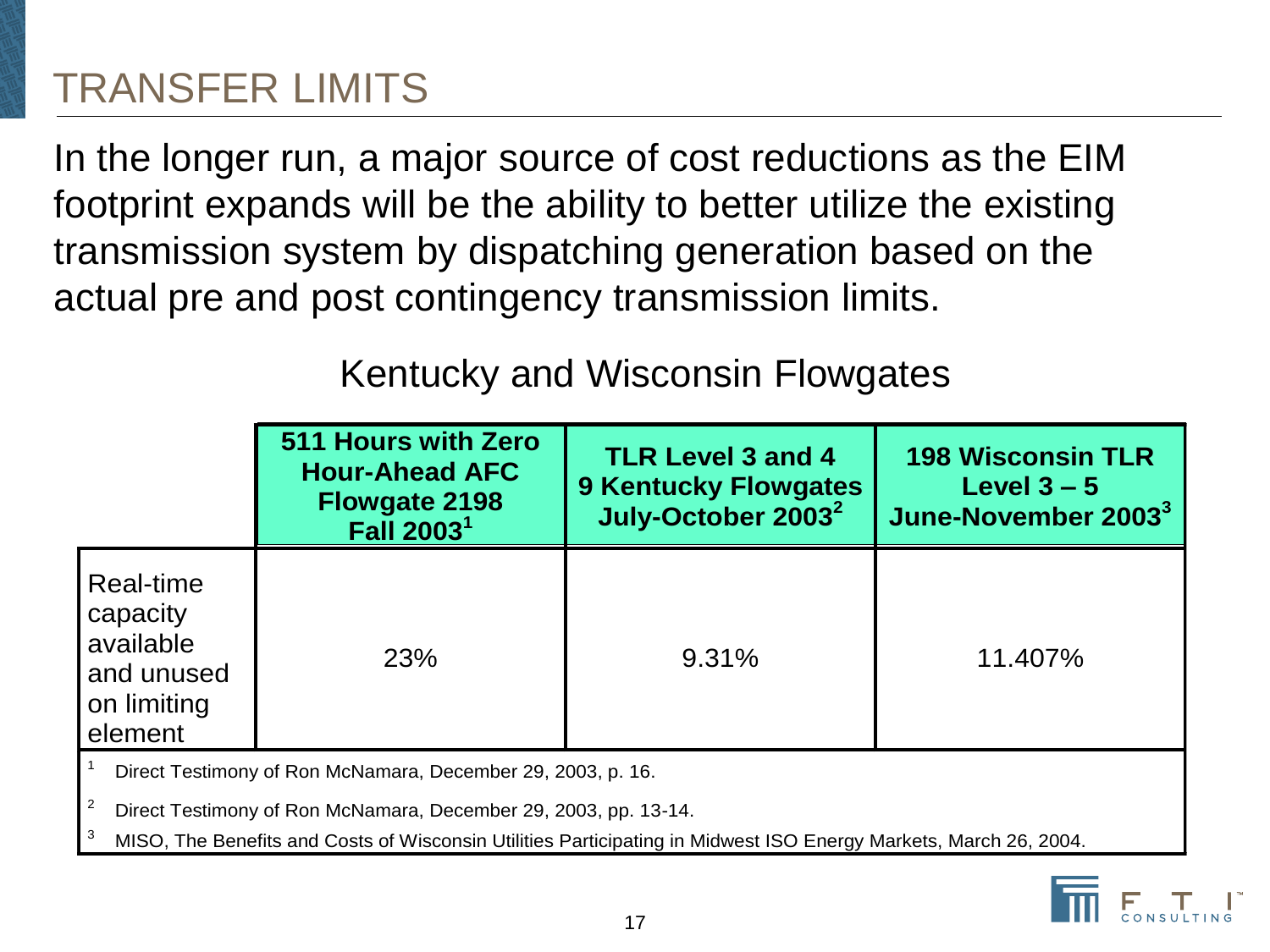# TRANSFER LIMITS

In the longer run, a major source of cost reductions as the EIM footprint expands will be the ability to better utilize the existing transmission system by dispatching generation based on the actual pre and post contingency transmission limits.

## Kentucky and Wisconsin Flowgates

| | **511 Hours with Zero Hour-Ahead AFC Flowgate 2198 Fall 2003[1]** | **TLR Level 3 and 4 9 Kentucky Flowgates July-October 2003[2]** | **198 Wisconsin TLR Level 3 – 5 June-November 2003[3]** |
|---|---|---|---|
| Real-time capacity available and unused on limiting element | 23% | 9.31% | 11.407% |

[1] Direct Testimony of Ron McNamara, December 29, 2003, p. 16.

[2] Direct Testimony of Ron McNamara, December 29, 2003, pp. 13-14.

[3] MISO, The Benefits and Costs of Wisconsin Utilities Participating in Midwest ISO Energy Markets, March 26, 2004.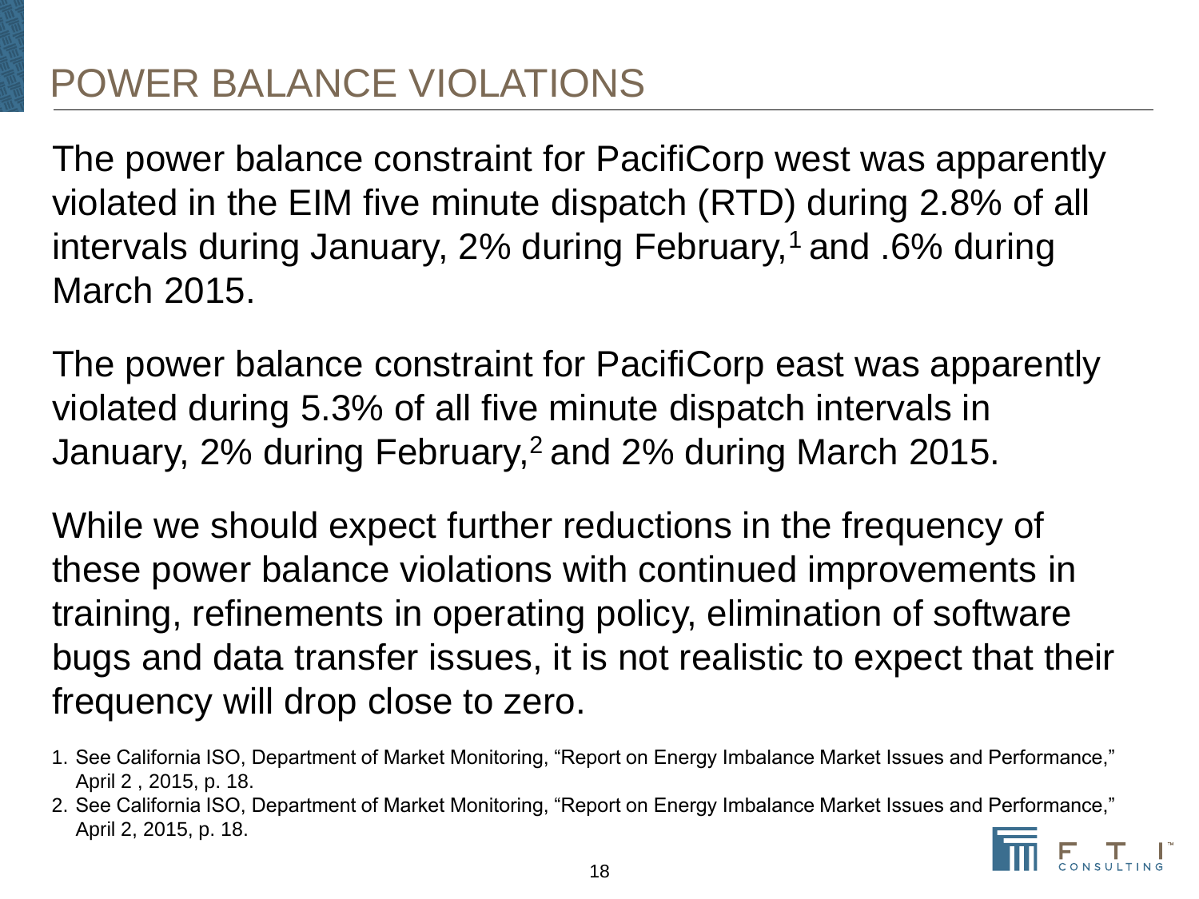# POWER BALANCE VIOLATIONS

The power balance constraint for PacifiCorp west was apparently violated in the EIM five minute dispatch (RTD) during 2.8% of all intervals during January, 2% during February,[1] and .6% during March 2015.

The power balance constraint for PacifiCorp east was apparently violated during 5.3% of all five minute dispatch intervals in January, 2% during February,[2] and 2% during March 2015.

While we should expect further reductions in the frequency of these power balance violations with continued improvements in training, refinements in operating policy, elimination of software bugs and data transfer issues, it is not realistic to expect that their frequency will drop close to zero.

1. See California ISO, Department of Market Monitoring, "Report on Energy Imbalance Market Issues and Performance," April 2 , 2015, p. 18.
2. See California ISO, Department of Market Monitoring, "Report on Energy Imbalance Market Issues and Performance," April 2, 2015, p. 18.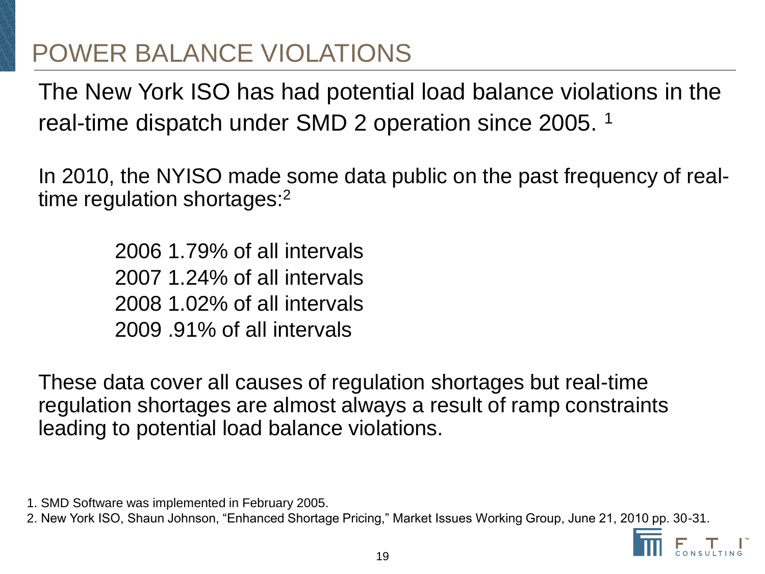# POWER BALANCE VIOLATIONS

The New York ISO has had potential load balance violations in the real-time dispatch under SMD 2 operation since 2005. [1]

In 2010, the NYISO made some data public on the past frequency of real-time regulation shortages:[2]

2006 1.79% of all intervals
2007 1.24% of all intervals
2008 1.02% of all intervals
2009 .91% of all intervals

These data cover all causes of regulation shortages but real-time regulation shortages are almost always a result of ramp constraints leading to potential load balance violations.

1. SMD Software was implemented in February 2005.
2. New York ISO, Shaun Johnson, "Enhanced Shortage Pricing," Market Issues Working Group, June 21, 2010 pp. 30-31.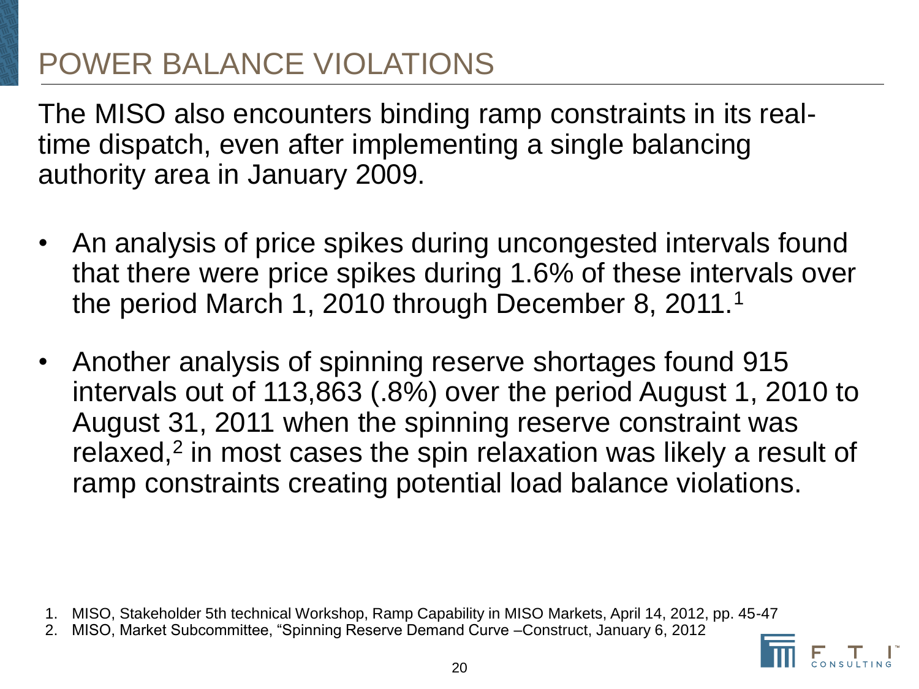# POWER BALANCE VIOLATIONS

The MISO also encounters binding ramp constraints in its real-time dispatch, even after implementing a single balancing authority area in January 2009.

- An analysis of price spikes during uncongested intervals found that there were price spikes during 1.6% of these intervals over the period March 1, 2010 through December 8, 2011.[1]
- Another analysis of spinning reserve shortages found 915 intervals out of 113,863 (.8%) over the period August 1, 2010 to August 31, 2011 when the spinning reserve constraint was relaxed,[2] in most cases the spin relaxation was likely a result of ramp constraints creating potential load balance violations.

1. MISO, Stakeholder 5th technical Workshop, Ramp Capability in MISO Markets, April 14, 2012, pp. 45-47
2. MISO, Market Subcommittee, "Spinning Reserve Demand Curve –Construct, January 6, 2012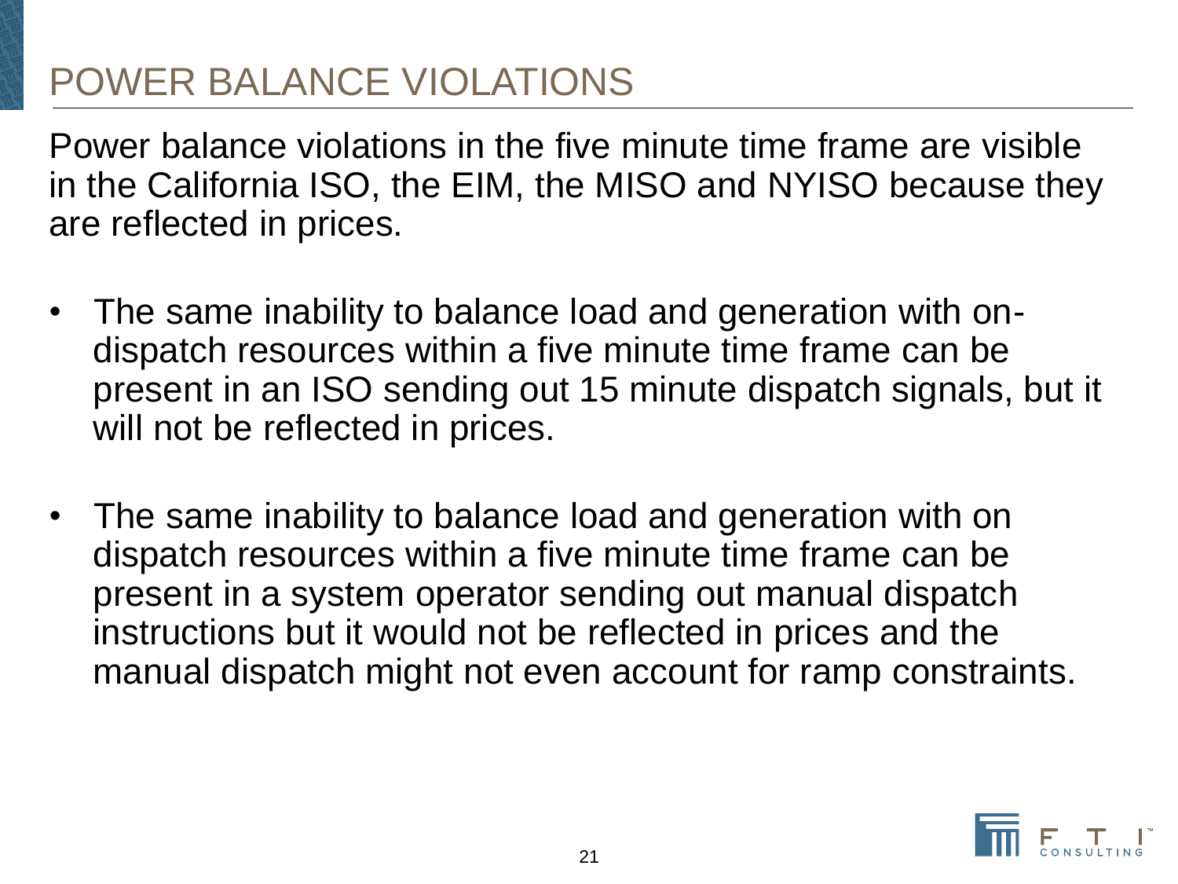# POWER BALANCE VIOLATIONS

Power balance violations in the five minute time frame are visible in the California ISO, the EIM, the MISO and NYISO because they are reflected in prices.

- The same inability to balance load and generation with on-dispatch resources within a five minute time frame can be present in an ISO sending out 15 minute dispatch signals, but it will not be reflected in prices.
- The same inability to balance load and generation with on dispatch resources within a five minute time frame can be present in a system operator sending out manual dispatch instructions but it would not be reflected in prices and the manual dispatch might not even account for ramp constraints.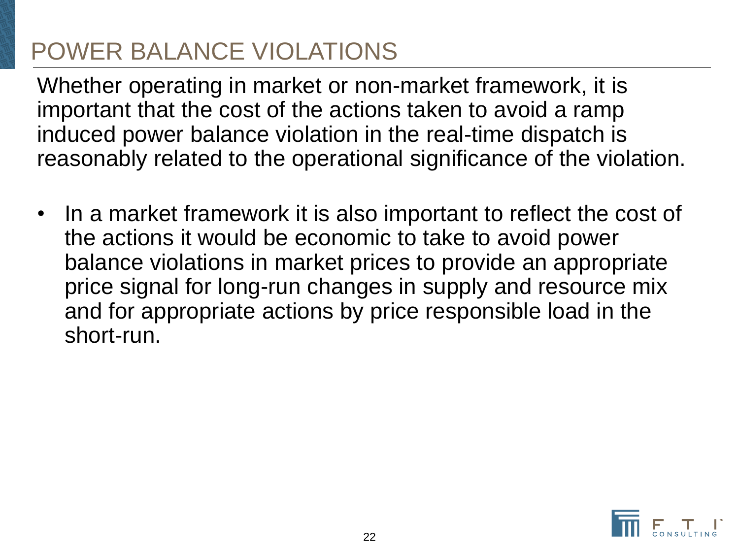# POWER BALANCE VIOLATIONS

Whether operating in market or non-market framework, it is important that the cost of the actions taken to avoid a ramp induced power balance violation in the real-time dispatch is reasonably related to the operational significance of the violation.

- In a market framework it is also important to reflect the cost of the actions it would be economic to take to avoid power balance violations in market prices to provide an appropriate price signal for long-run changes in supply and resource mix and for appropriate actions by price responsible load in the short-run.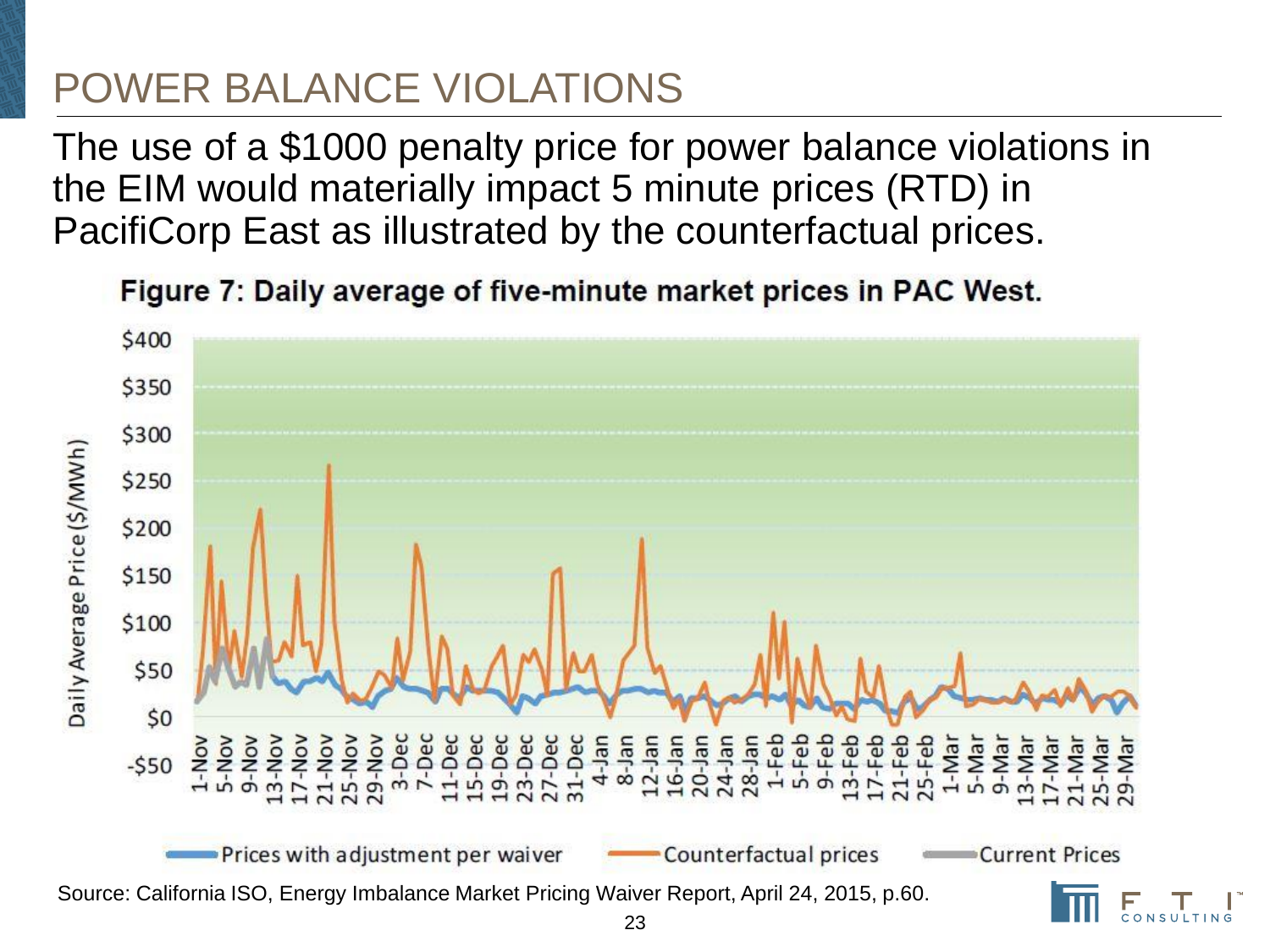# POWER BALANCE VIOLATIONS

The use of a $1000 penalty price for power balance violations in the EIM would materially impact 5 minute prices (RTD) in PacifiCorp East as illustrated by the counterfactual prices.

**Figure 7: Daily average of five-minute market prices in PAC West.**

Source: California ISO, Energy Imbalance Market Pricing Waiver Report, April 24, 2015, p.60.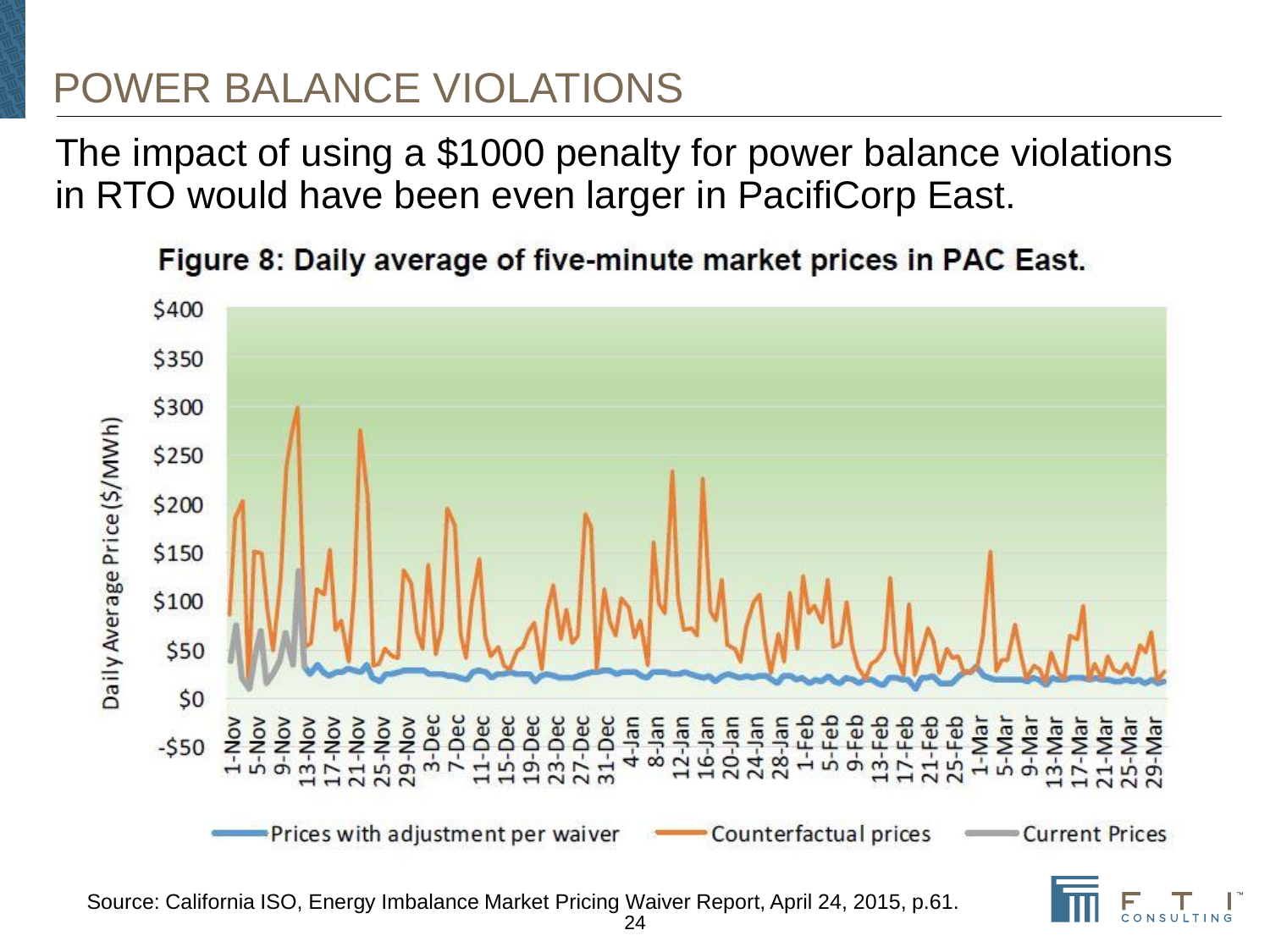# POWER BALANCE VIOLATIONS

The impact of using a $1000 penalty for power balance violations in RTO would have been even larger in PacifiCorp East.

**Figure 8: Daily average of five-minute market prices in PAC East.**

Source: California ISO, Energy Imbalance Market Pricing Waiver Report, April 24, 2015, p.61.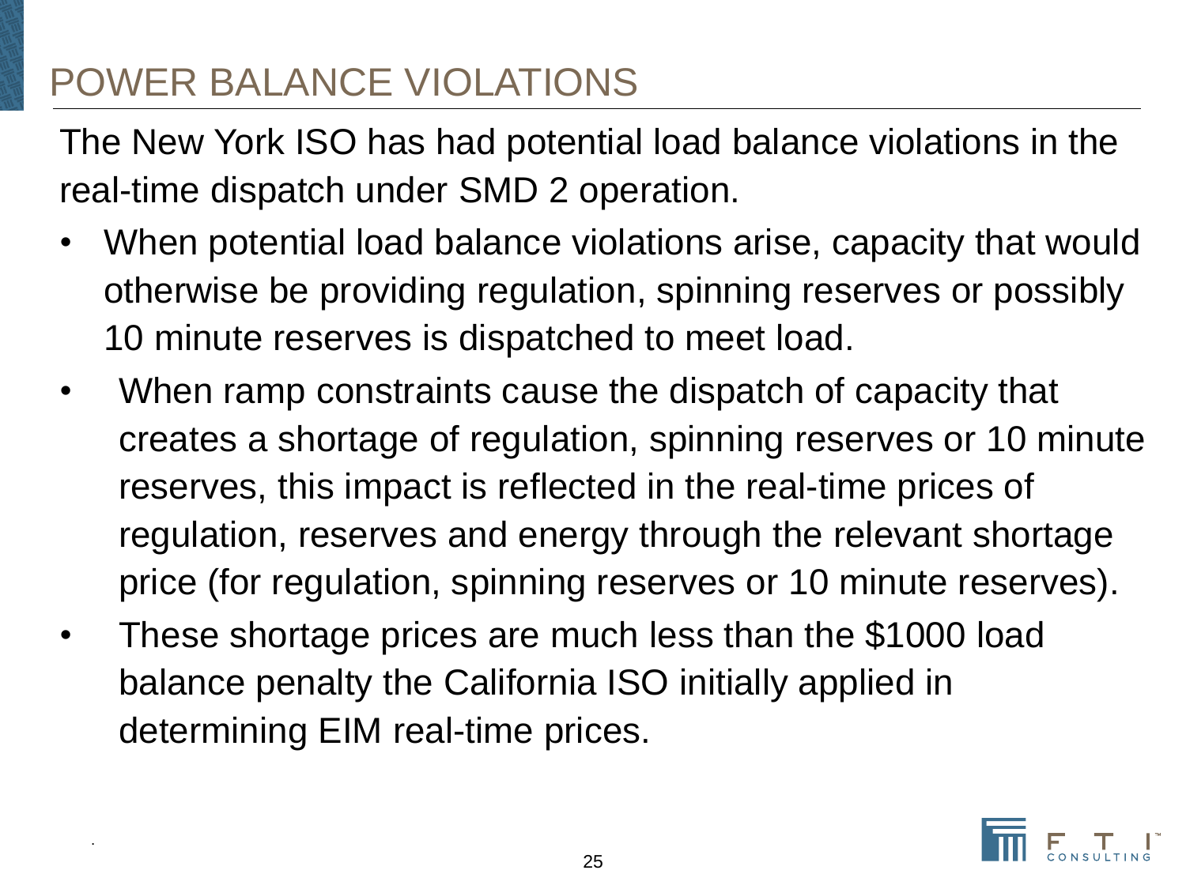# POWER BALANCE VIOLATIONS

The New York ISO has had potential load balance violations in the real-time dispatch under SMD 2 operation.

- When potential load balance violations arise, capacity that would otherwise be providing regulation, spinning reserves or possibly 10 minute reserves is dispatched to meet load.
- When ramp constraints cause the dispatch of capacity that creates a shortage of regulation, spinning reserves or 10 minute reserves, this impact is reflected in the real-time prices of regulation, reserves and energy through the relevant shortage price (for regulation, spinning reserves or 10 minute reserves).
- These shortage prices are much less than the $1000 load balance penalty the California ISO initially applied in determining EIM real-time prices.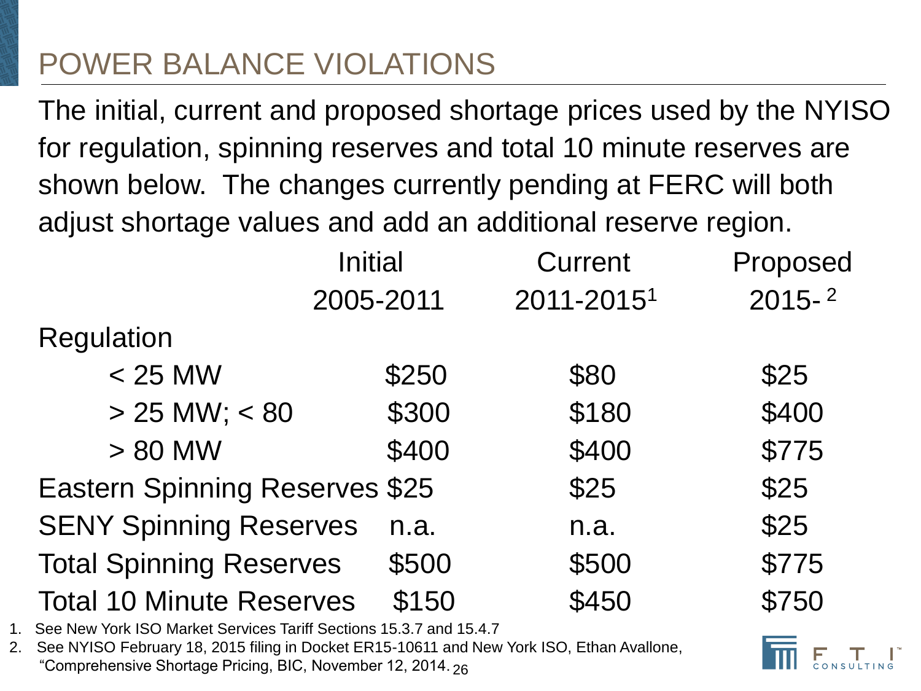# POWER BALANCE VIOLATIONS

The initial, current and proposed shortage prices used by the NYISO for regulation, spinning reserves and total 10 minute reserves are shown below. The changes currently pending at FERC will both adjust shortage values and add an additional reserve region.

| | Initial 2005-2011 | Current 2011-2015[1] | Proposed 2015-[2] |
|---|---|---|---|
| Regulation | | | |
| < 25 MW | $250 | $80 | $25 |
| > 25 MW; < 80 | $300 | $180 | $400 |
| > 80 MW | $400 | $400 | $775 |
| Eastern Spinning Reserves | $25 | $25 | $25 |
| SENY Spinning Reserves | n.a. | n.a. | $25 |
| Total Spinning Reserves | $500 | $500 | $775 |
| Total 10 Minute Reserves | $150 | $450 | $750 |

1. See New York ISO Market Services Tariff Sections 15.3.7 and 15.4.7
2. See NYISO February 18, 2015 filing in Docket ER15-10611 and New York ISO, Ethan Avallone, "Comprehensive Shortage Pricing, BIC, November 12, 2014.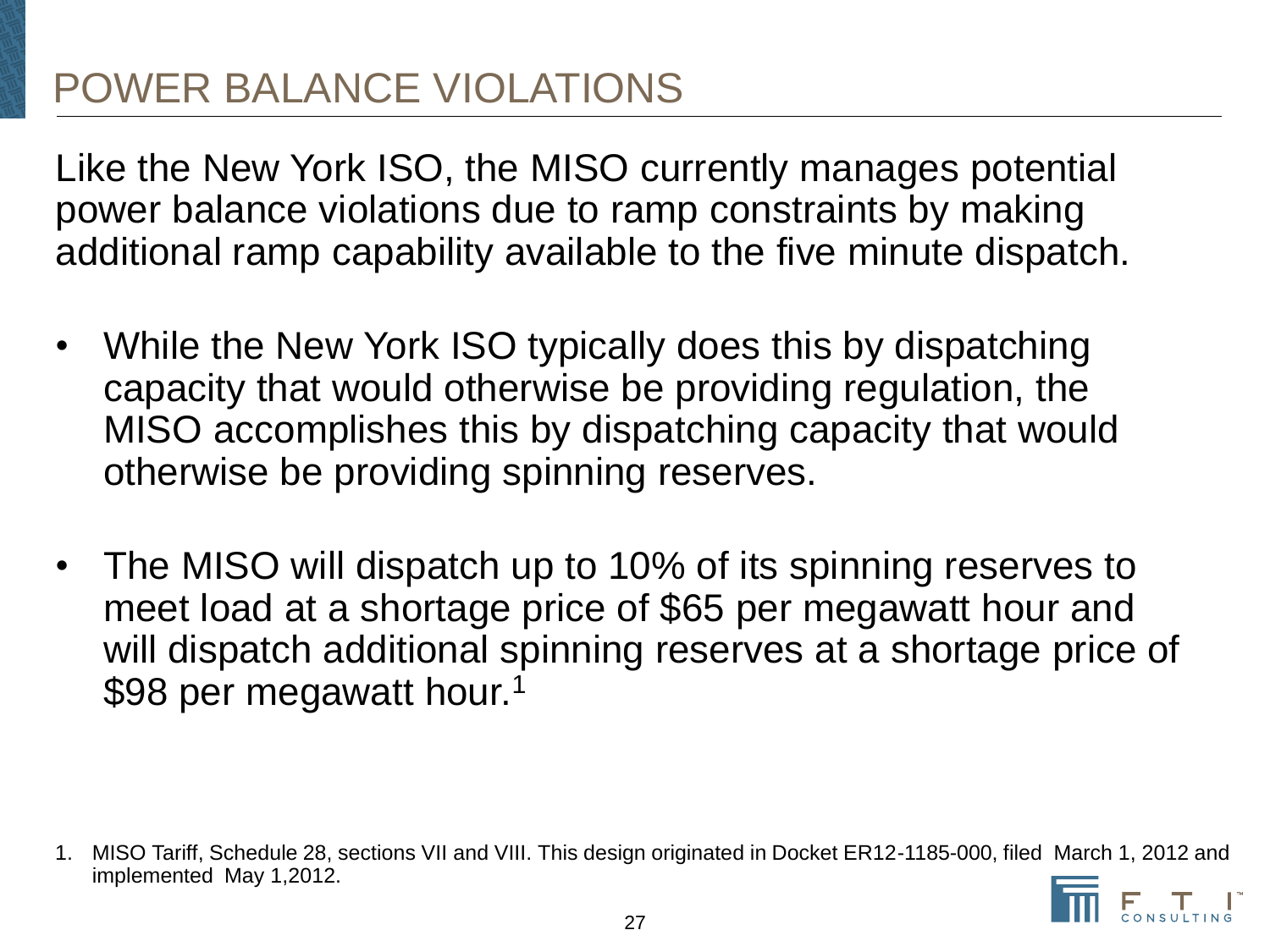# POWER BALANCE VIOLATIONS

Like the New York ISO, the MISO currently manages potential power balance violations due to ramp constraints by making additional ramp capability available to the five minute dispatch.

- While the New York ISO typically does this by dispatching capacity that would otherwise be providing regulation, the MISO accomplishes this by dispatching capacity that would otherwise be providing spinning reserves.
- The MISO will dispatch up to 10% of its spinning reserves to meet load at a shortage price of \$65 per megawatt hour and will dispatch additional spinning reserves at a shortage price of \$98 per megawatt hour.[1]

1. MISO Tariff, Schedule 28, sections VII and VIII. This design originated in Docket ER12-1185-000, filed March 1, 2012 and implemented May 1,2012.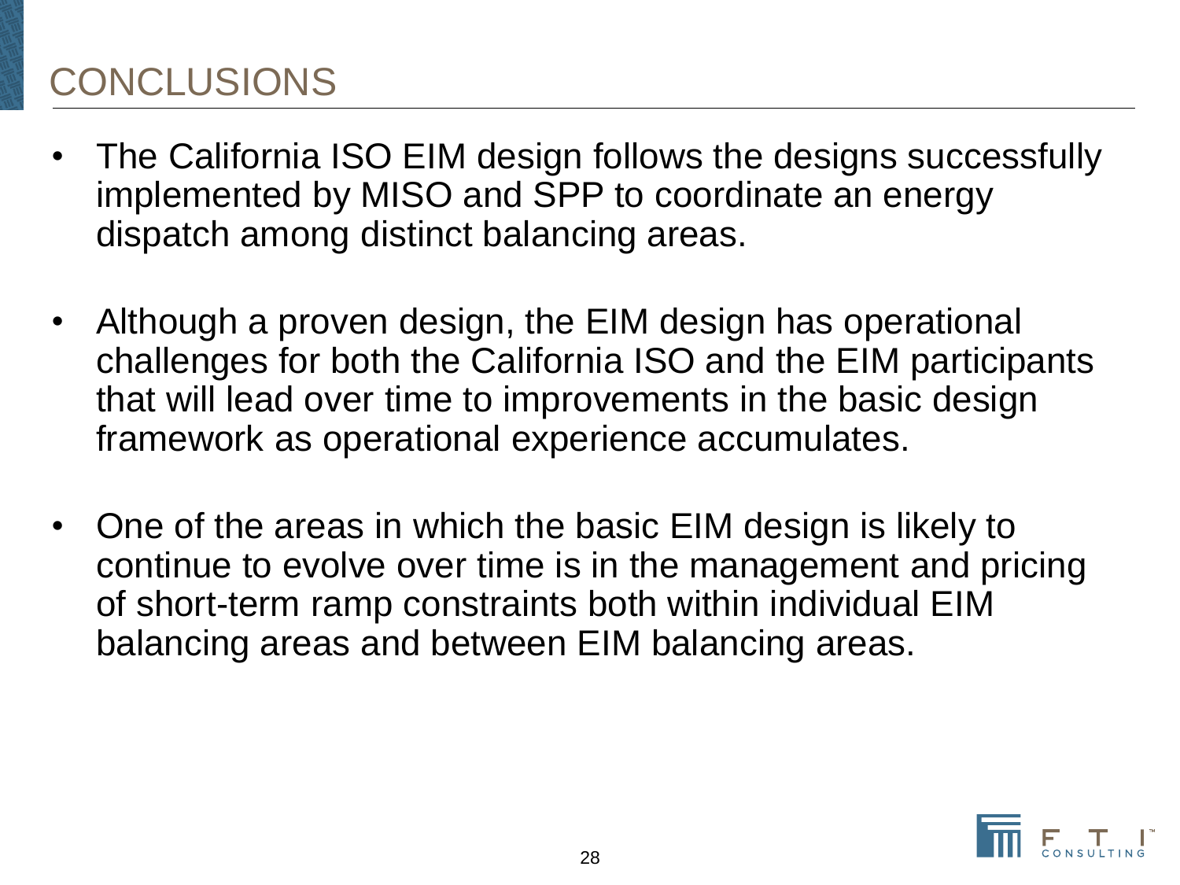# CONCLUSIONS

- The California ISO EIM design follows the designs successfully implemented by MISO and SPP to coordinate an energy dispatch among distinct balancing areas.
- Although a proven design, the EIM design has operational challenges for both the California ISO and the EIM participants that will lead over time to improvements in the basic design framework as operational experience accumulates.
- One of the areas in which the basic EIM design is likely to continue to evolve over time is in the management and pricing of short-term ramp constraints both within individual EIM balancing areas and between EIM balancing areas.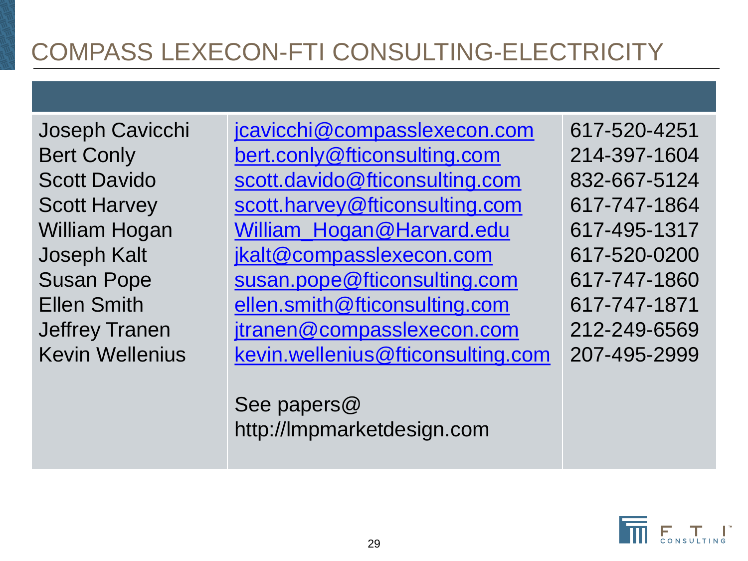# COMPASS LEXECON-FTI CONSULTING-ELECTRICITY

| | | |
|---|---|---|
| Joseph Cavicchi | jcavicchi@compasslexecon.com | 617-520-4251 |
| Bert Conly | bert.conly@fticonsulting.com | 214-397-1604 |
| Scott Davido | scott.davido@fticonsulting.com | 832-667-5124 |
| Scott Harvey | scott.harvey@fticonsulting.com | 617-747-1864 |
| William Hogan | William_Hogan@Harvard.edu | 617-495-1317 |
| Joseph Kalt | jkalt@compasslexecon.com | 617-520-0200 |
| Susan Pope | susan.pope@fticonsulting.com | 617-747-1860 |
| Ellen Smith | ellen.smith@fticonsulting.com | 617-747-1871 |
| Jeffrey Tranen | jtranen@compasslexecon.com | 212-249-6569 |
| Kevin Wellenius | kevin.wellenius@fticonsulting.com | 207-495-2999 |
| | See papers@ http://lmpmarketdesign.com | |